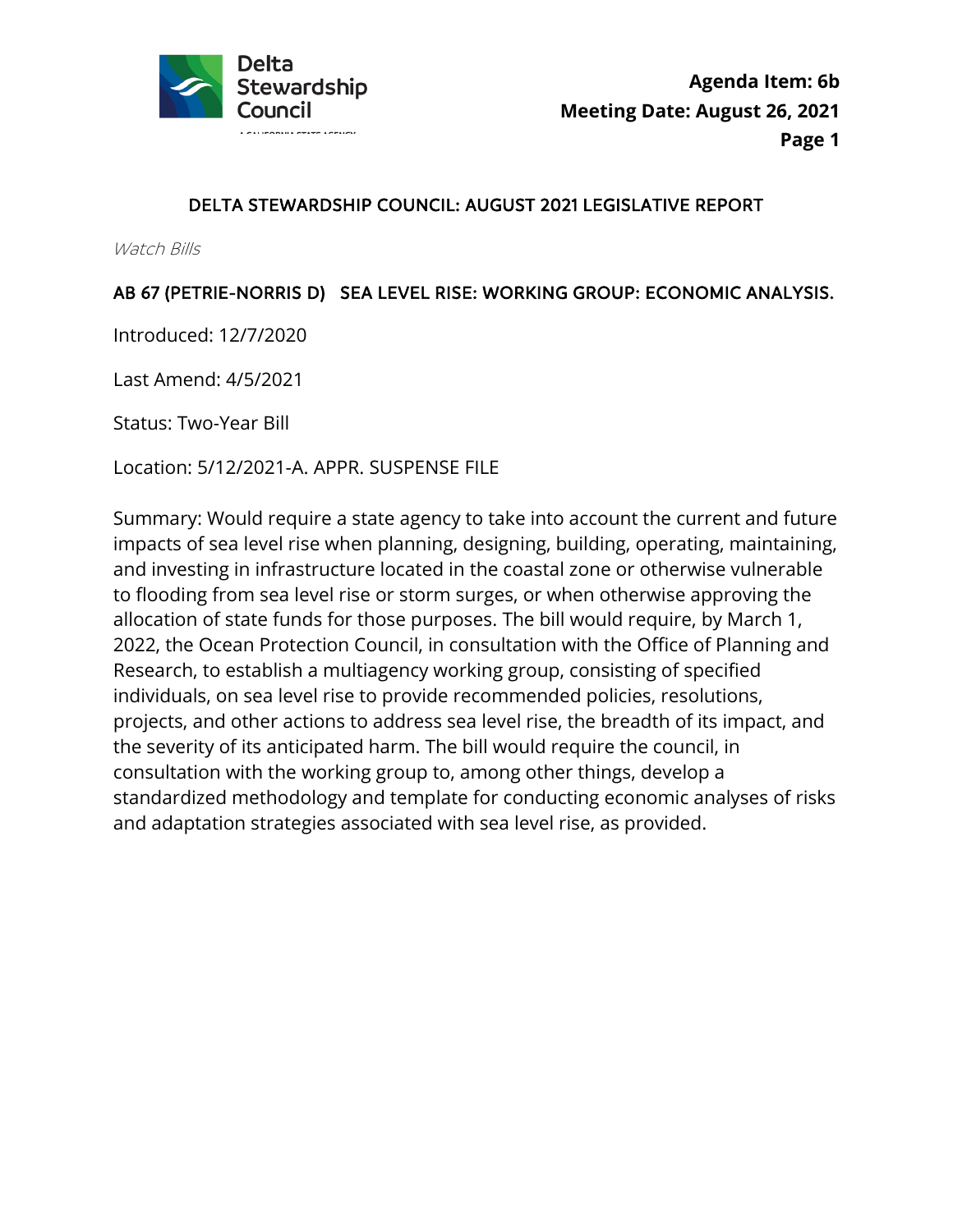Delta Stewardship Council

**Agenda Item: 6b**
**Meeting Date: August 26, 2021**

# DELTA STEWARDSHIP COUNCIL: AUGUST 2021 LEGISLATIVE REPORT

*Watch Bills*

## AB 67 (PETRIE-NORRIS D) SEA LEVEL RISE: WORKING GROUP: ECONOMIC ANALYSIS.

Introduced: 12/7/2020

Last Amend: 4/5/2021

Status: Two-Year Bill

Location: 5/12/2021-A. APPR. SUSPENSE FILE

Summary: Would require a state agency to take into account the current and future impacts of sea level rise when planning, designing, building, operating, maintaining, and investing in infrastructure located in the coastal zone or otherwise vulnerable to flooding from sea level rise or storm surges, or when otherwise approving the allocation of state funds for those purposes. The bill would require, by March 1, 2022, the Ocean Protection Council, in consultation with the Office of Planning and Research, to establish a multiagency working group, consisting of specified individuals, on sea level rise to provide recommended policies, resolutions, projects, and other actions to address sea level rise, the breadth of its impact, and the severity of its anticipated harm. The bill would require the council, in consultation with the working group to, among other things, develop a standardized methodology and template for conducting economic analyses of risks and adaptation strategies associated with sea level rise, as provided.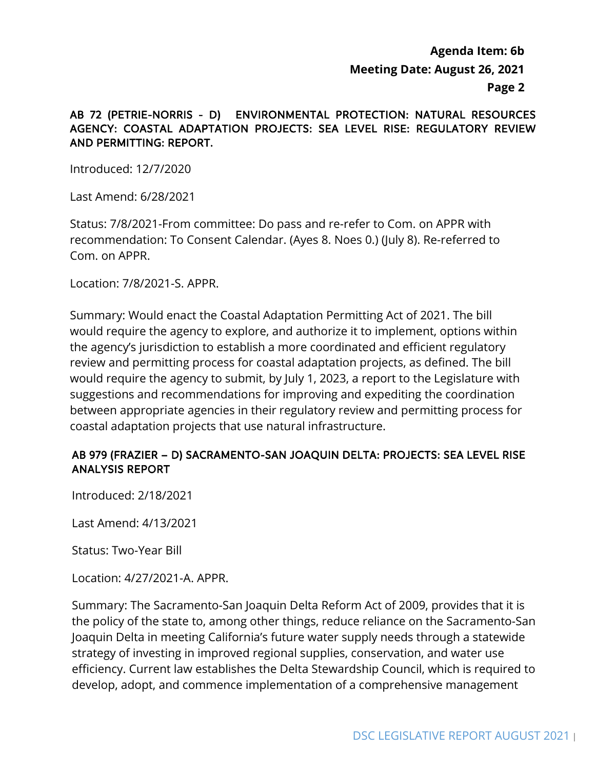## AB 72 (PETRIE-NORRIS - D) ENVIRONMENTAL PROTECTION: NATURAL RESOURCES AGENCY: COASTAL ADAPTATION PROJECTS: SEA LEVEL RISE: REGULATORY REVIEW AND PERMITTING: REPORT.

Introduced: 12/7/2020

Last Amend: 6/28/2021

Status: 7/8/2021-From committee: Do pass and re-refer to Com. on APPR with recommendation: To Consent Calendar. (Ayes 8. Noes 0.) (July 8). Re-referred to Com. on APPR.

Location: 7/8/2021-S. APPR.

Summary: Would enact the Coastal Adaptation Permitting Act of 2021. The bill would require the agency to explore, and authorize it to implement, options within the agency's jurisdiction to establish a more coordinated and efficient regulatory review and permitting process for coastal adaptation projects, as defined. The bill would require the agency to submit, by July 1, 2023, a report to the Legislature with suggestions and recommendations for improving and expediting the coordination between appropriate agencies in their regulatory review and permitting process for coastal adaptation projects that use natural infrastructure.

## AB 979 (FRAZIER – D) SACRAMENTO-SAN JOAQUIN DELTA: PROJECTS: SEA LEVEL RISE ANALYSIS REPORT

Introduced: 2/18/2021

Last Amend: 4/13/2021

Status: Two-Year Bill

Location: 4/27/2021-A. APPR.

Summary: The Sacramento-San Joaquin Delta Reform Act of 2009, provides that it is the policy of the state to, among other things, reduce reliance on the Sacramento-San Joaquin Delta in meeting California's future water supply needs through a statewide strategy of investing in improved regional supplies, conservation, and water use efficiency. Current law establishes the Delta Stewardship Council, which is required to develop, adopt, and commence implementation of a comprehensive management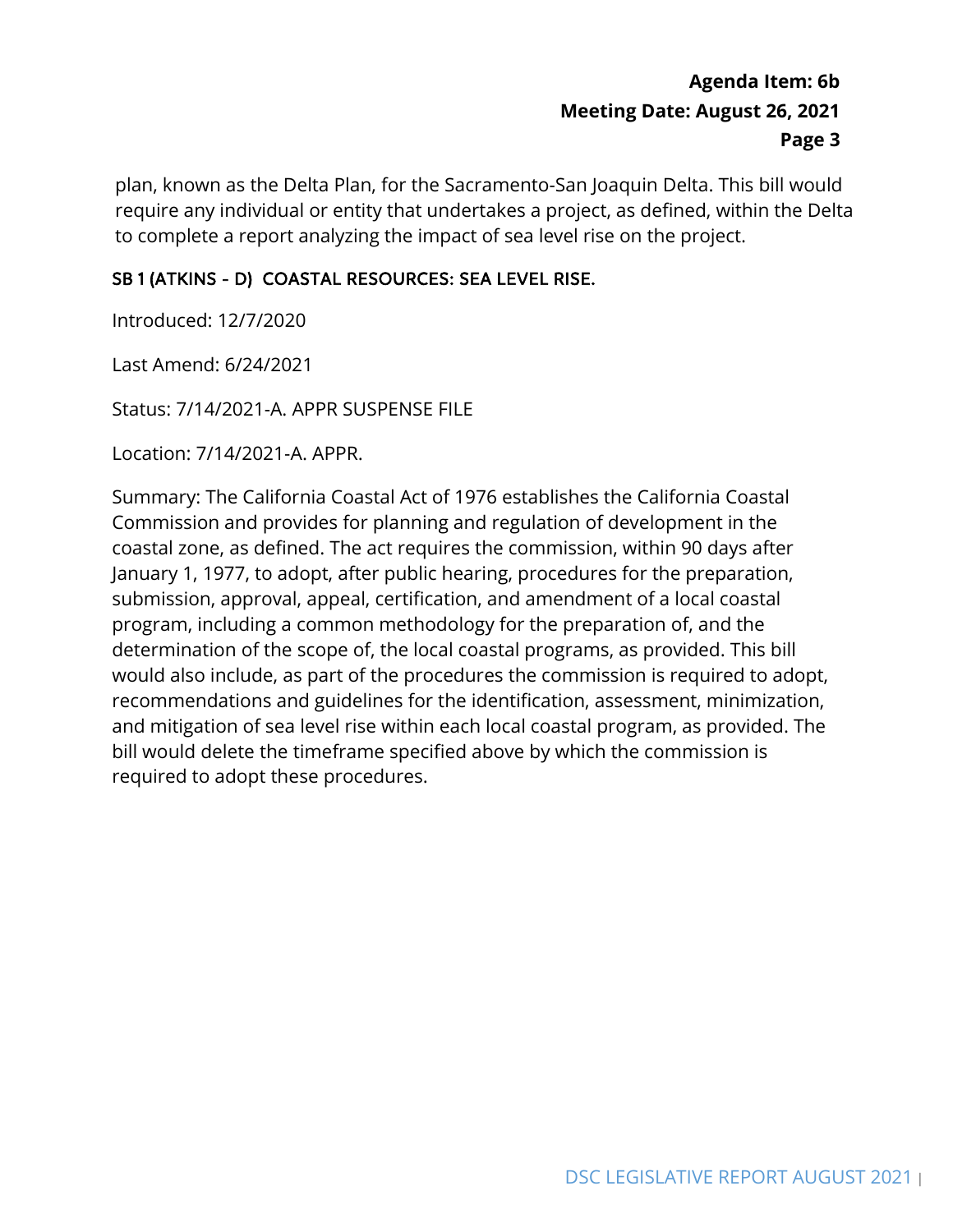plan, known as the Delta Plan, for the Sacramento-San Joaquin Delta. This bill would require any individual or entity that undertakes a project, as defined, within the Delta to complete a report analyzing the impact of sea level rise on the project.

### SB 1 (ATKINS - D) COASTAL RESOURCES: SEA LEVEL RISE.

Introduced: 12/7/2020

Last Amend: 6/24/2021

Status: 7/14/2021-A. APPR SUSPENSE FILE

Location: 7/14/2021-A. APPR.

Summary: The California Coastal Act of 1976 establishes the California Coastal Commission and provides for planning and regulation of development in the coastal zone, as defined. The act requires the commission, within 90 days after January 1, 1977, to adopt, after public hearing, procedures for the preparation, submission, approval, appeal, certification, and amendment of a local coastal program, including a common methodology for the preparation of, and the determination of the scope of, the local coastal programs, as provided. This bill would also include, as part of the procedures the commission is required to adopt, recommendations and guidelines for the identification, assessment, minimization, and mitigation of sea level rise within each local coastal program, as provided. The bill would delete the timeframe specified above by which the commission is required to adopt these procedures.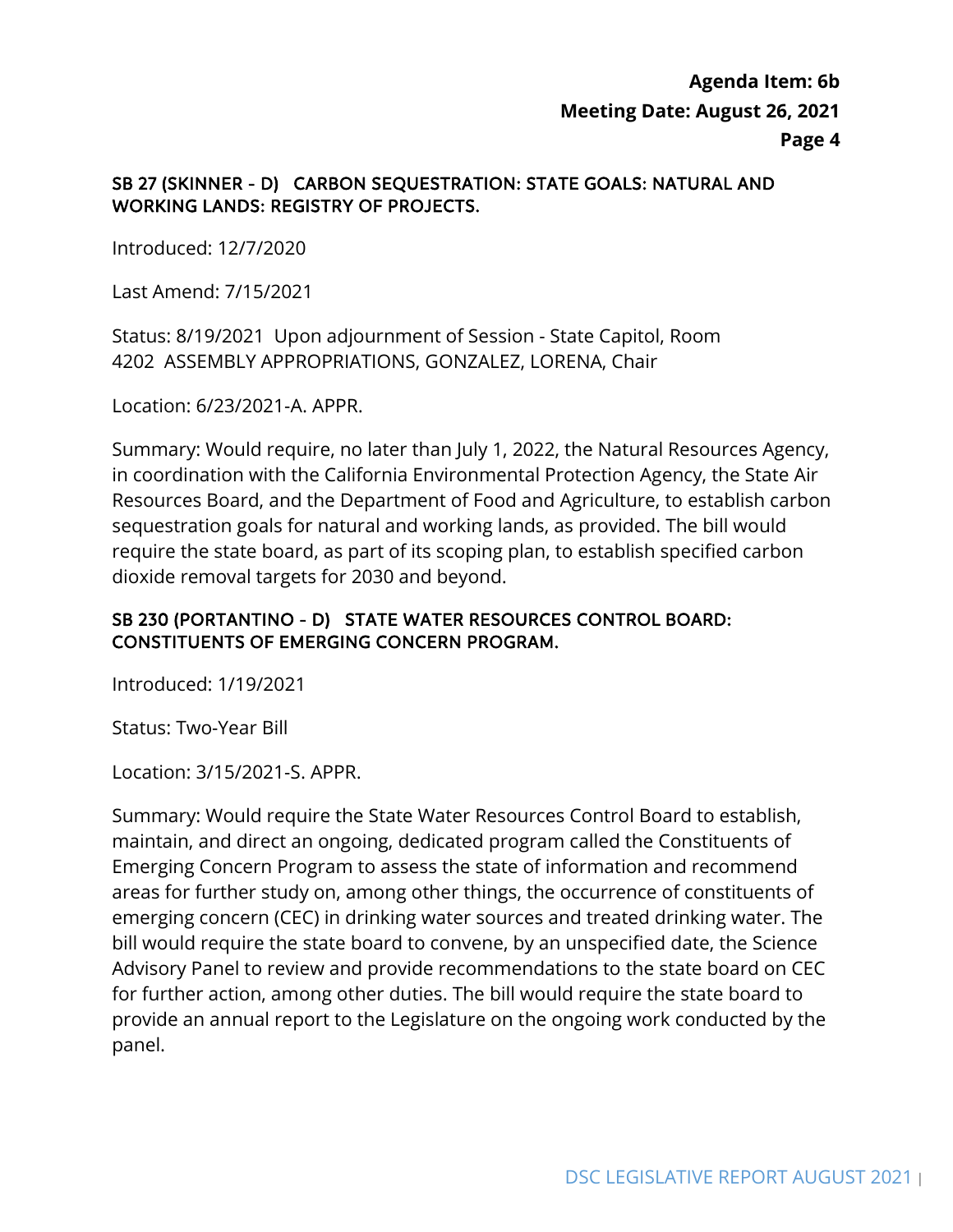### SB 27 (SKINNER - D) CARBON SEQUESTRATION: STATE GOALS: NATURAL AND WORKING LANDS: REGISTRY OF PROJECTS.

Introduced: 12/7/2020

Last Amend: 7/15/2021

Status: 8/19/2021 Upon adjournment of Session - State Capitol, Room 4202 ASSEMBLY APPROPRIATIONS, GONZALEZ, LORENA, Chair

Location: 6/23/2021-A. APPR.

Summary: Would require, no later than July 1, 2022, the Natural Resources Agency, in coordination with the California Environmental Protection Agency, the State Air Resources Board, and the Department of Food and Agriculture, to establish carbon sequestration goals for natural and working lands, as provided. The bill would require the state board, as part of its scoping plan, to establish specified carbon dioxide removal targets for 2030 and beyond.

### SB 230 (PORTANTINO - D) STATE WATER RESOURCES CONTROL BOARD: CONSTITUENTS OF EMERGING CONCERN PROGRAM.

Introduced: 1/19/2021

Status: Two-Year Bill

Location: 3/15/2021-S. APPR.

Summary: Would require the State Water Resources Control Board to establish, maintain, and direct an ongoing, dedicated program called the Constituents of Emerging Concern Program to assess the state of information and recommend areas for further study on, among other things, the occurrence of constituents of emerging concern (CEC) in drinking water sources and treated drinking water. The bill would require the state board to convene, by an unspecified date, the Science Advisory Panel to review and provide recommendations to the state board on CEC for further action, among other duties. The bill would require the state board to provide an annual report to the Legislature on the ongoing work conducted by the panel.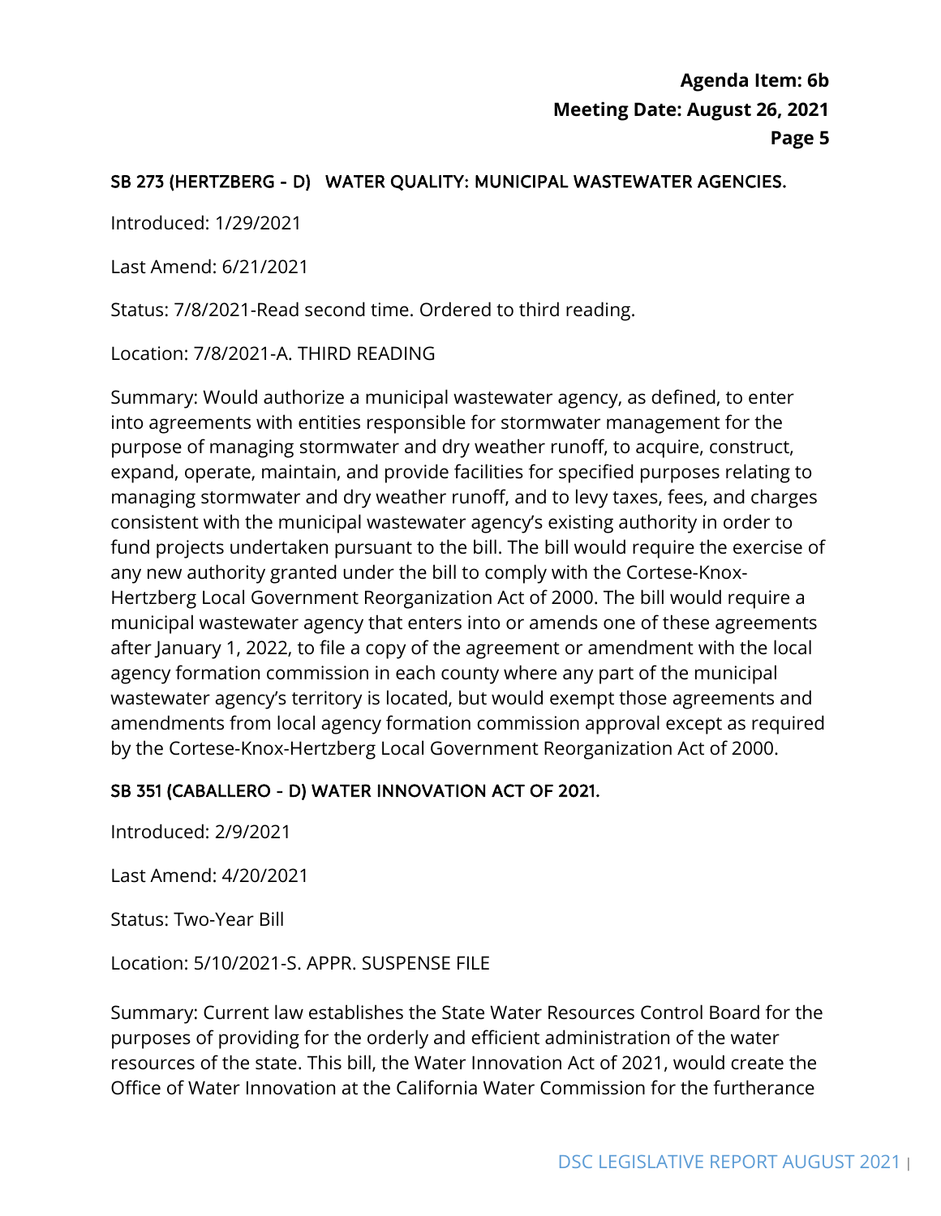### SB 273 (HERTZBERG - D) WATER QUALITY: MUNICIPAL WASTEWATER AGENCIES.

Introduced: 1/29/2021

Last Amend: 6/21/2021

Status: 7/8/2021-Read second time. Ordered to third reading.

Location: 7/8/2021-A. THIRD READING

Summary: Would authorize a municipal wastewater agency, as defined, to enter into agreements with entities responsible for stormwater management for the purpose of managing stormwater and dry weather runoff, to acquire, construct, expand, operate, maintain, and provide facilities for specified purposes relating to managing stormwater and dry weather runoff, and to levy taxes, fees, and charges consistent with the municipal wastewater agency's existing authority in order to fund projects undertaken pursuant to the bill. The bill would require the exercise of any new authority granted under the bill to comply with the Cortese-Knox-Hertzberg Local Government Reorganization Act of 2000. The bill would require a municipal wastewater agency that enters into or amends one of these agreements after January 1, 2022, to file a copy of the agreement or amendment with the local agency formation commission in each county where any part of the municipal wastewater agency's territory is located, but would exempt those agreements and amendments from local agency formation commission approval except as required by the Cortese-Knox-Hertzberg Local Government Reorganization Act of 2000.

### SB 351 (CABALLERO - D) WATER INNOVATION ACT OF 2021.

Introduced: 2/9/2021

Last Amend: 4/20/2021

Status: Two-Year Bill

Location: 5/10/2021-S. APPR. SUSPENSE FILE

Summary: Current law establishes the State Water Resources Control Board for the purposes of providing for the orderly and efficient administration of the water resources of the state. This bill, the Water Innovation Act of 2021, would create the Office of Water Innovation at the California Water Commission for the furtherance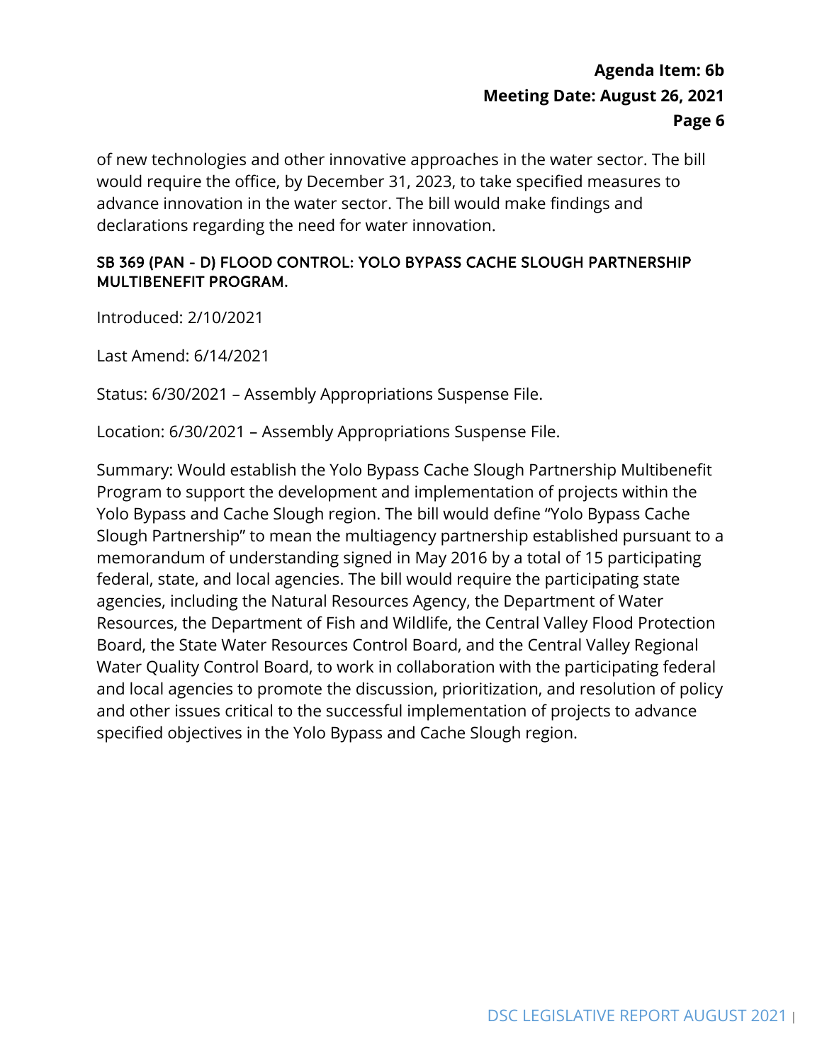of new technologies and other innovative approaches in the water sector. The bill would require the office, by December 31, 2023, to take specified measures to advance innovation in the water sector. The bill would make findings and declarations regarding the need for water innovation.

### SB 369 (PAN - D) FLOOD CONTROL: YOLO BYPASS CACHE SLOUGH PARTNERSHIP MULTIBENEFIT PROGRAM.

Introduced: 2/10/2021

Last Amend: 6/14/2021

Status: 6/30/2021 – Assembly Appropriations Suspense File.

Location: 6/30/2021 – Assembly Appropriations Suspense File.

Summary: Would establish the Yolo Bypass Cache Slough Partnership Multibenefit Program to support the development and implementation of projects within the Yolo Bypass and Cache Slough region. The bill would define "Yolo Bypass Cache Slough Partnership" to mean the multiagency partnership established pursuant to a memorandum of understanding signed in May 2016 by a total of 15 participating federal, state, and local agencies. The bill would require the participating state agencies, including the Natural Resources Agency, the Department of Water Resources, the Department of Fish and Wildlife, the Central Valley Flood Protection Board, the State Water Resources Control Board, and the Central Valley Regional Water Quality Control Board, to work in collaboration with the participating federal and local agencies to promote the discussion, prioritization, and resolution of policy and other issues critical to the successful implementation of projects to advance specified objectives in the Yolo Bypass and Cache Slough region.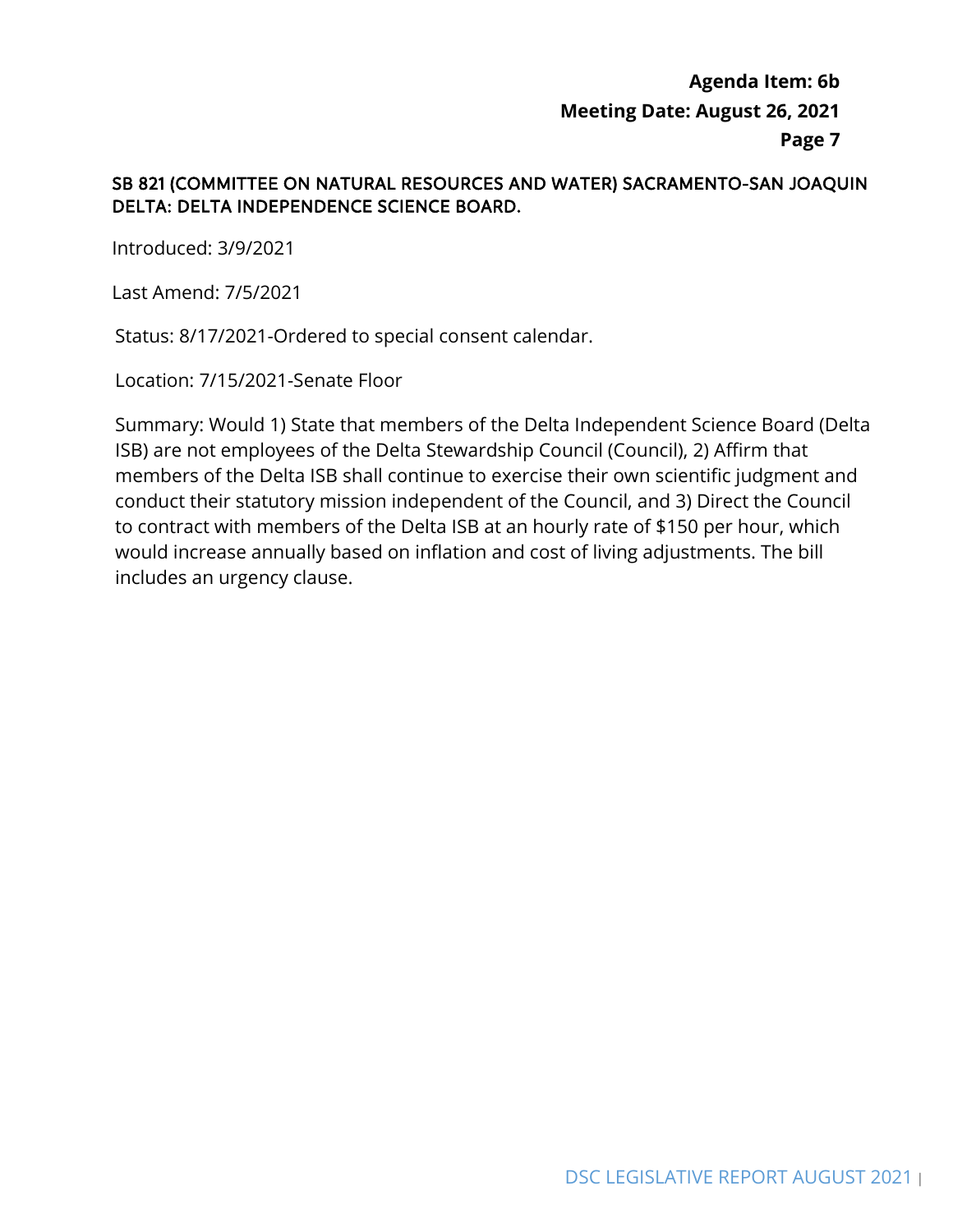## SB 821 (COMMITTEE ON NATURAL RESOURCES AND WATER) SACRAMENTO-SAN JOAQUIN DELTA: DELTA INDEPENDENCE SCIENCE BOARD.

Introduced: 3/9/2021

Last Amend: 7/5/2021

Status: 8/17/2021-Ordered to special consent calendar.

Location: 7/15/2021-Senate Floor

Summary: Would 1) State that members of the Delta Independent Science Board (Delta ISB) are not employees of the Delta Stewardship Council (Council), 2) Affirm that members of the Delta ISB shall continue to exercise their own scientific judgment and conduct their statutory mission independent of the Council, and 3) Direct the Council to contract with members of the Delta ISB at an hourly rate of $150 per hour, which would increase annually based on inflation and cost of living adjustments. The bill includes an urgency clause.